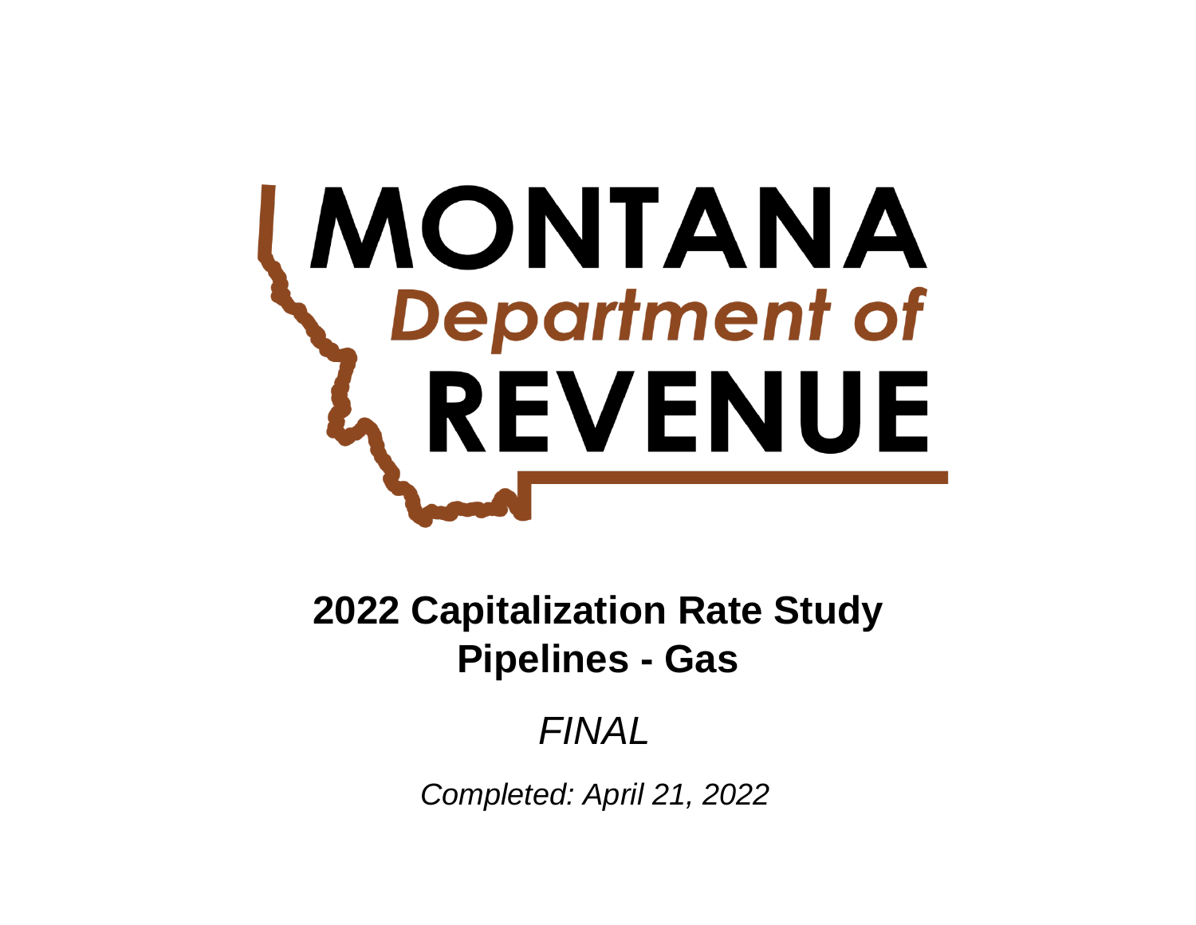MONTANA
Department of
REVENUE

# 2022 Capitalization Rate Study
# Pipelines - Gas

*FINAL*

*Completed: April 21, 2022*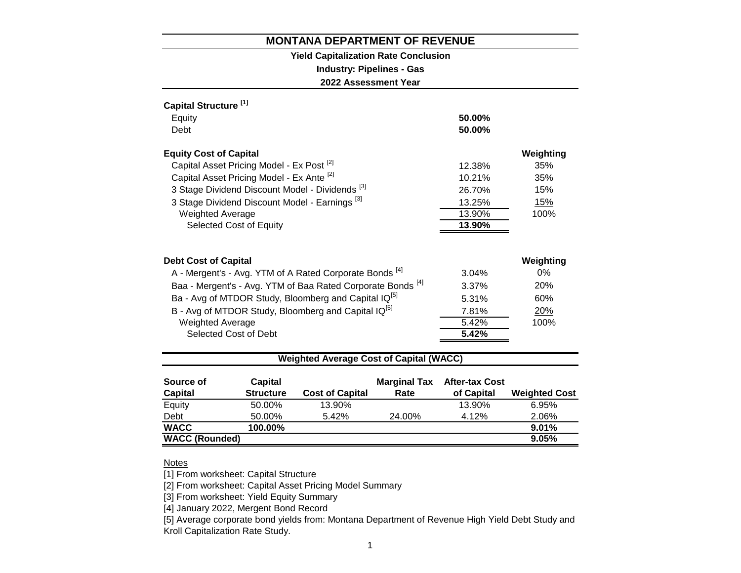# MONTANA DEPARTMENT OF REVENUE

**Yield Capitalization Rate Conclusion**

**Industry: Pipelines - Gas**

**2022 Assessment Year**

**Capital Structure [1]**

| | |
|---|---|
| Equity | **50.00%** |
| Debt | **50.00%** |

| **Equity Cost of Capital** | | **Weighting** |
|---|---|---|
| Capital Asset Pricing Model - Ex Post [2] | 12.38% | 35% |
| Capital Asset Pricing Model - Ex Ante [2] | 10.21% | 35% |
| 3 Stage Dividend Discount Model - Dividends [3] | 26.70% | 15% |
| 3 Stage Dividend Discount Model - Earnings [3] | 13.25% | 15% |
| Weighted Average | 13.90% | 100% |
| Selected Cost of Equity | **13.90%** | |

| **Debt Cost of Capital** | | **Weighting** |
|---|---|---|
| A - Mergent's - Avg. YTM of A Rated Corporate Bonds [4] | 3.04% | 0% |
| Baa - Mergent's - Avg. YTM of Baa Rated Corporate Bonds [4] | 3.37% | 20% |
| Ba - Avg of MTDOR Study, Bloomberg and Capital IQ[5] | 5.31% | 60% |
| B - Avg of MTDOR Study, Bloomberg and Capital IQ[5] | 7.81% | 20% |
| Weighted Average | 5.42% | 100% |
| Selected Cost of Debt | **5.42%** | |

**Weighted Average Cost of Capital (WACC)**

| Source of Capital | Capital Structure | Cost of Capital | Marginal Tax Rate | After-tax Cost of Capital | Weighted Cost |
|---|---|---|---|---|---|
| Equity | 50.00% | 13.90% | | 13.90% | 6.95% |
| Debt | 50.00% | 5.42% | 24.00% | 4.12% | 2.06% |
| **WACC** | **100.00%** | | | | **9.01%** |
| **WACC (Rounded)** | | | | | **9.05%** |

Notes

[1] From worksheet: Capital Structure

[2] From worksheet: Capital Asset Pricing Model Summary

[3] From worksheet: Yield Equity Summary

[4] January 2022, Mergent Bond Record

[5] Average corporate bond yields from: Montana Department of Revenue High Yield Debt Study and Kroll Capitalization Rate Study.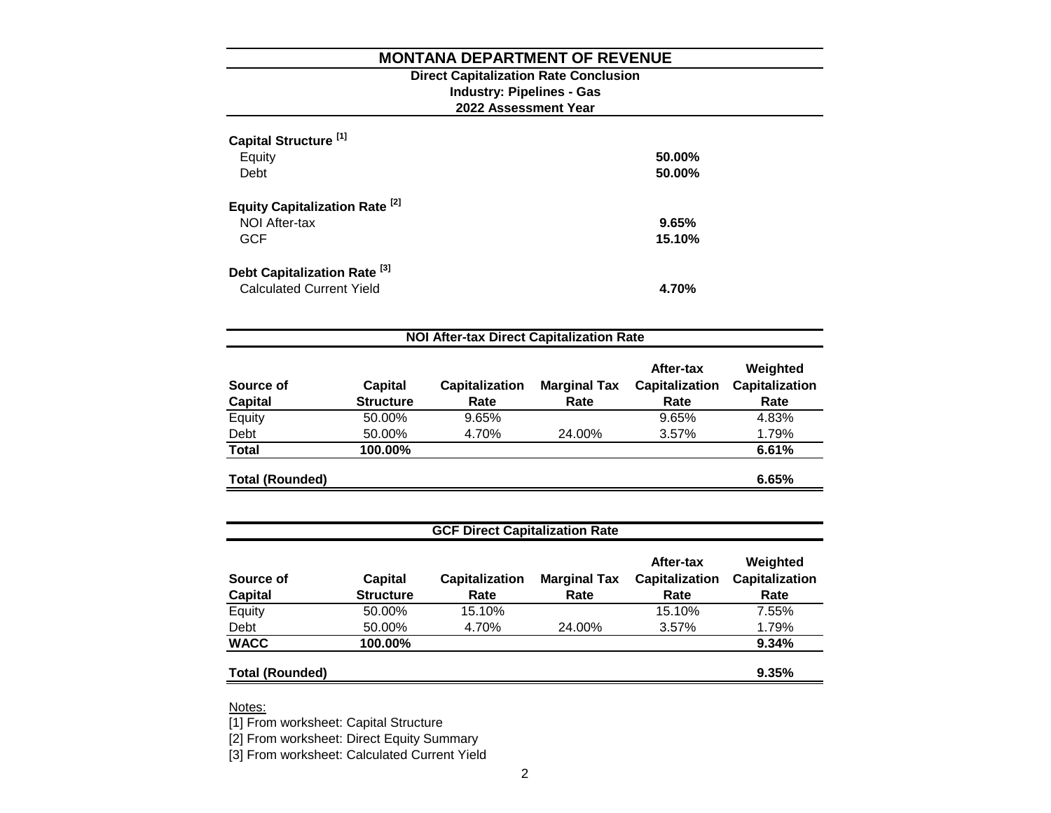# MONTANA DEPARTMENT OF REVENUE

## Direct Capitalization Rate Conclusion

### Industry: Pipelines - Gas

### 2022 Assessment Year

**Capital Structure [1]**

| | |
|---|---|
| Equity | **50.00%** |
| Debt | **50.00%** |

**Equity Capitalization Rate [2]**

| | |
|---|---|
| NOI After-tax | **9.65%** |
| GCF | **15.10%** |

**Debt Capitalization Rate [3]**

| | |
|---|---|
| Calculated Current Yield | **4.70%** |

**NOI After-tax Direct Capitalization Rate**

| Source of Capital | Capital Structure | Capitalization Rate | Marginal Tax Rate | After-tax Capitalization Rate | Weighted Capitalization Rate |
|---|---|---|---|---|---|
| Equity | 50.00% | 9.65% | | 9.65% | 4.83% |
| Debt | 50.00% | 4.70% | 24.00% | 3.57% | 1.79% |
| **Total** | **100.00%** | | | | **6.61%** |
| **Total (Rounded)** | | | | | **6.65%** |

**GCF Direct Capitalization Rate**

| Source of Capital | Capital Structure | Capitalization Rate | Marginal Tax Rate | After-tax Capitalization Rate | Weighted Capitalization Rate |
|---|---|---|---|---|---|
| Equity | 50.00% | 15.10% | | 15.10% | 7.55% |
| Debt | 50.00% | 4.70% | 24.00% | 3.57% | 1.79% |
| **WACC** | **100.00%** | | | | **9.34%** |
| **Total (Rounded)** | | | | | **9.35%** |

Notes:

[1] From worksheet: Capital Structure

[2] From worksheet: Direct Equity Summary

[3] From worksheet: Calculated Current Yield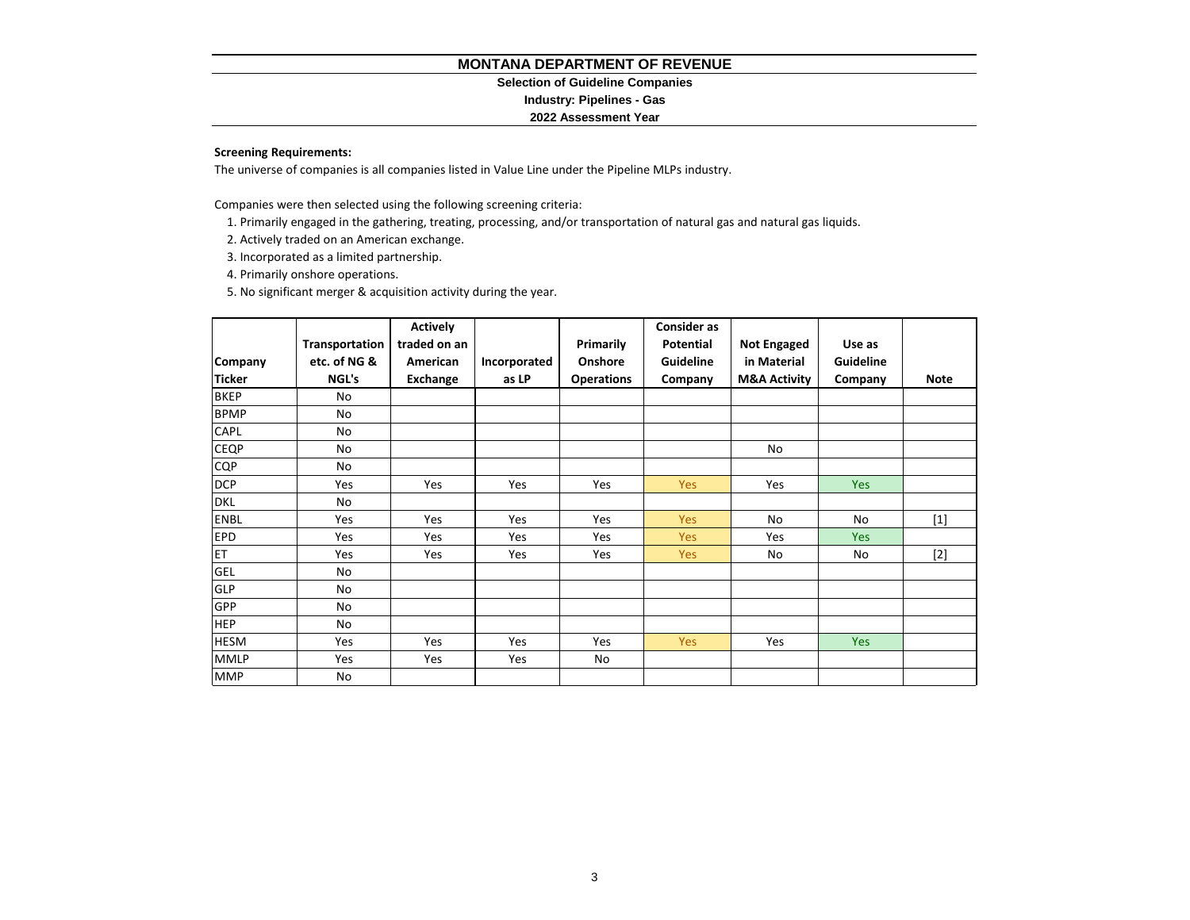# MONTANA DEPARTMENT OF REVENUE

**Selection of Guideline Companies**

**Industry: Pipelines - Gas**

**2022 Assessment Year**

**Screening Requirements:**

The universe of companies is all companies listed in Value Line under the Pipeline MLPs industry.

Companies were then selected using the following screening criteria:

1. Primarily engaged in the gathering, treating, processing, and/or transportation of natural gas and natural gas liquids.
2. Actively traded on an American exchange.
3. Incorporated as a limited partnership.
4. Primarily onshore operations.
5. No significant merger & acquisition activity during the year.

| Company Ticker | Transportation etc. of NG & NGL's | Actively traded on an American Exchange | Incorporated as LP | Primarily Onshore Operations | Consider as Potential Guideline Company | Not Engaged in Material M&A Activity | Use as Guideline Company | Note |
|---|---|---|---|---|---|---|---|---|
| BKEP | No | | | | | | | |
| BPMP | No | | | | | | | |
| CAPL | No | | | | | | | |
| CEQP | No | | | | | No | | |
| CQP | No | | | | | | | |
| DCP | Yes | Yes | Yes | Yes | Yes | Yes | Yes | |
| DKL | No | | | | | | | |
| ENBL | Yes | Yes | Yes | Yes | Yes | No | No | [1] |
| EPD | Yes | Yes | Yes | Yes | Yes | Yes | Yes | |
| ET | Yes | Yes | Yes | Yes | Yes | No | No | [2] |
| GEL | No | | | | | | | |
| GLP | No | | | | | | | |
| GPP | No | | | | | | | |
| HEP | No | | | | | | | |
| HESM | Yes | Yes | Yes | Yes | Yes | Yes | Yes | |
| MMLP | Yes | Yes | Yes | No | | | | |
| MMP | No | | | | | | | |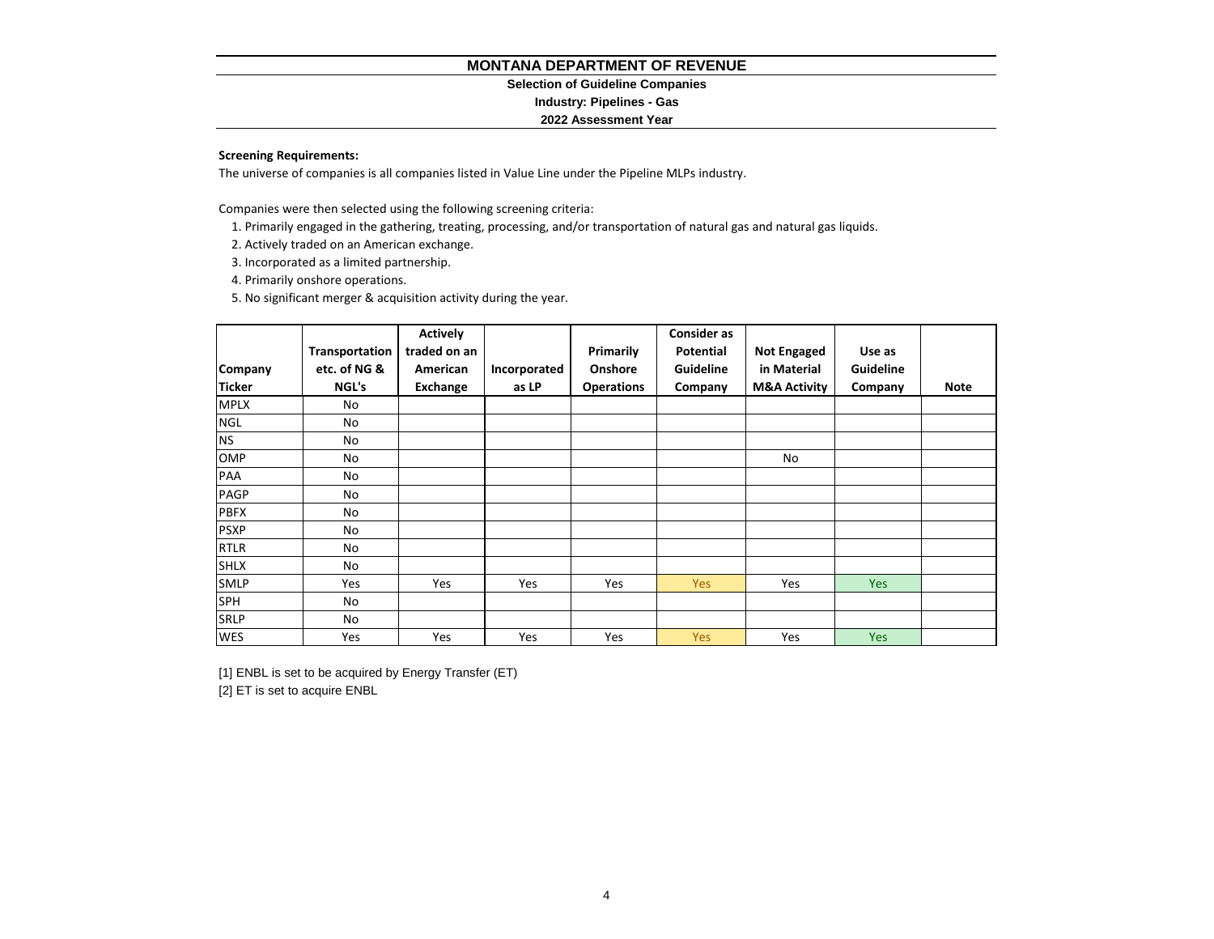# MONTANA DEPARTMENT OF REVENUE

## Selection of Guideline Companies

### Industry: Pipelines - Gas

### 2022 Assessment Year

**Screening Requirements:**

The universe of companies is all companies listed in Value Line under the Pipeline MLPs industry.

Companies were then selected using the following screening criteria:

1. Primarily engaged in the gathering, treating, processing, and/or transportation of natural gas and natural gas liquids.
2. Actively traded on an American exchange.
3. Incorporated as a limited partnership.
4. Primarily onshore operations.
5. No significant merger & acquisition activity during the year.

| Company Ticker | Transportation etc. of NG & NGL's | Actively traded on an American Exchange | Incorporated as LP | Primarily Onshore Operations | Consider as Potential Guideline Company | Not Engaged in Material M&A Activity | Use as Guideline Company | Note |
|---|---|---|---|---|---|---|---|---|
| MPLX | No | | | | | | | |
| NGL | No | | | | | | | |
| NS | No | | | | | | | |
| OMP | No | | | | | No | | |
| PAA | No | | | | | | | |
| PAGP | No | | | | | | | |
| PBFX | No | | | | | | | |
| PSXP | No | | | | | | | |
| RTLR | No | | | | | | | |
| SHLX | No | | | | | | | |
| SMLP | Yes | Yes | Yes | Yes | Yes | Yes | Yes | |
| SPH | No | | | | | | | |
| SRLP | No | | | | | | | |
| WES | Yes | Yes | Yes | Yes | Yes | Yes | Yes | |

[1] ENBL is set to be acquired by Energy Transfer (ET)

[2] ET is set to acquire ENBL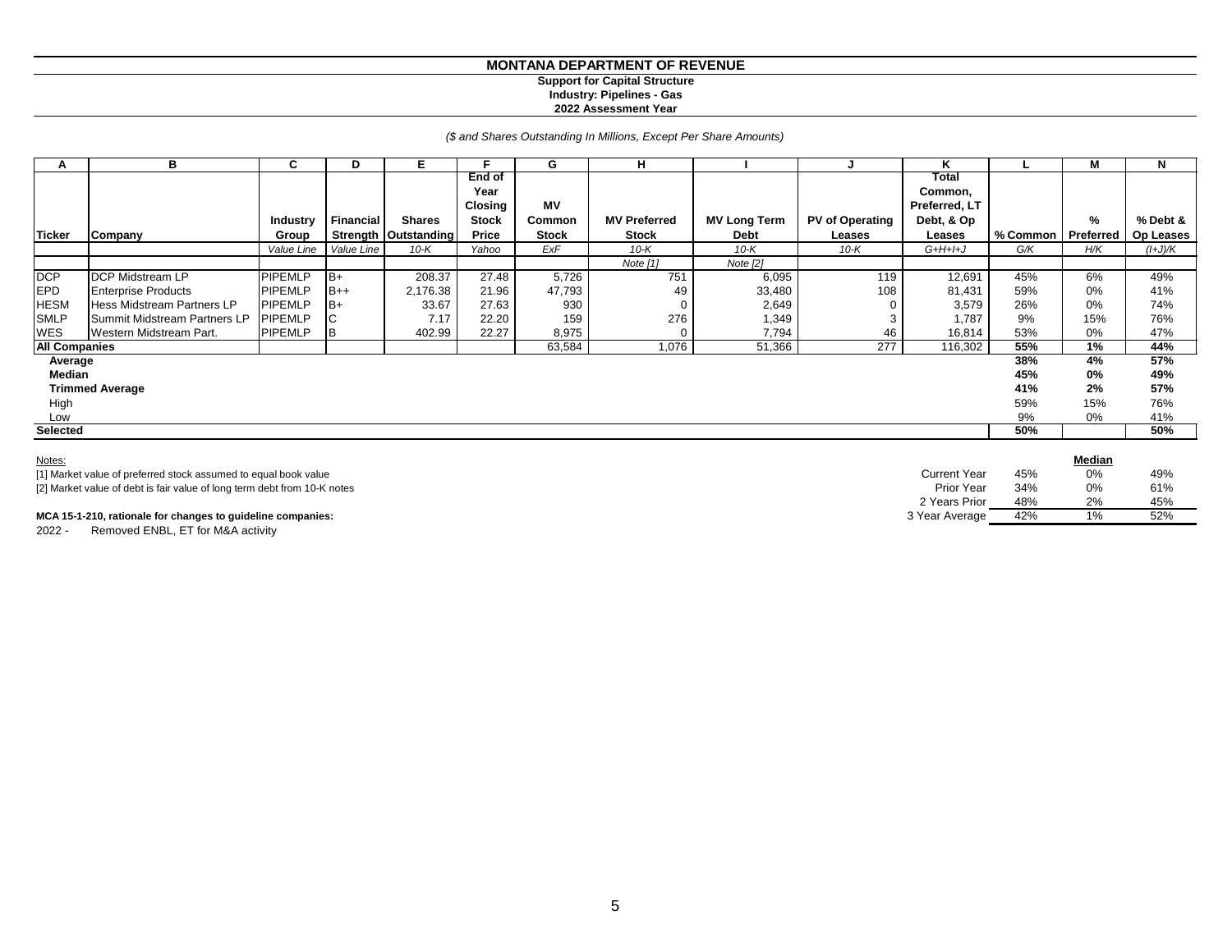# MONTANA DEPARTMENT OF REVENUE

**Support for Capital Structure**
**Industry: Pipelines - Gas**
**2022 Assessment Year**

*($ and Shares Outstanding In Millions, Except Per Share Amounts)*

| A | B | C | D | E | F | G | H | I | J | K | L | M | N |
|---|---|---|---|---|---|---|---|---|---|---|---|---|---|
| Ticker | Company | Industry Group | Financial Strength | Shares Outstanding | End of Year Closing Stock Price | MV Common Stock | MV Preferred Stock | MV Long Term Debt | PV of Operating Leases | Total Common, Preferred, LT Debt, & Op Leases | % Common | % Preferred | % Debt & Op Leases |
| | | *Value Line* | *Value Line* | *10-K* | *Yahoo* | *ExF* | *10-K* | *10-K* | *10-K* | *G+H+I+J* | *G/K* | *H/K* | *(I+J)/K* |
| | | | | | | | *Note [1]* | *Note [2]* | | | | | |
| DCP | DCP Midstream LP | PIPEMLP | B+ | 208.37 | 27.48 | 5,726 | 751 | 6,095 | 119 | 12,691 | 45% | 6% | 49% |
| EPD | Enterprise Products | PIPEMLP | B++ | 2,176.38 | 21.96 | 47,793 | 49 | 33,480 | 108 | 81,431 | 59% | 0% | 41% |
| HESM | Hess Midstream Partners LP | PIPEMLP | B+ | 33.67 | 27.63 | 930 | 0 | 2,649 | 0 | 3,579 | 26% | 0% | 74% |
| SMLP | Summit Midstream Partners LP | PIPEMLP | C | 7.17 | 22.20 | 159 | 276 | 1,349 | 3 | 1,787 | 9% | 15% | 76% |
| WES | Western Midstream Part. | PIPEMLP | B | 402.99 | 22.27 | 8,975 | 0 | 7,794 | 46 | 16,814 | 53% | 0% | 47% |
| **All Companies** | | | | | | 63,584 | 1,076 | 51,366 | 277 | 116,302 | **55%** | **1%** | **44%** |
| **Average** | | | | | | | | | | | **38%** | **4%** | **57%** |
| **Median** | | | | | | | | | | | **45%** | **0%** | **49%** |
| **Trimmed Average** | | | | | | | | | | | **41%** | **2%** | **57%** |
| High | | | | | | | | | | | 59% | 15% | 76% |
| Low | | | | | | | | | | | 9% | 0% | 41% |
| **Selected** | | | | | | | | | | | **50%** | | **50%** |

Notes:

[1] Market value of preferred stock assumed to equal book value

[2] Market value of debt is fair value of long term debt from 10-K notes

| | Median | | |
|---|---|---|---|
| Current Year | 45% | 0% | 49% |
| Prior Year | 34% | 0% | 61% |
| 2 Years Prior | 48% | 2% | 45% |
| 3 Year Average | 42% | 1% | 52% |

**MCA 15-1-210, rationale for changes to guideline companies:**

2022 - Removed ENBL, ET for M&A activity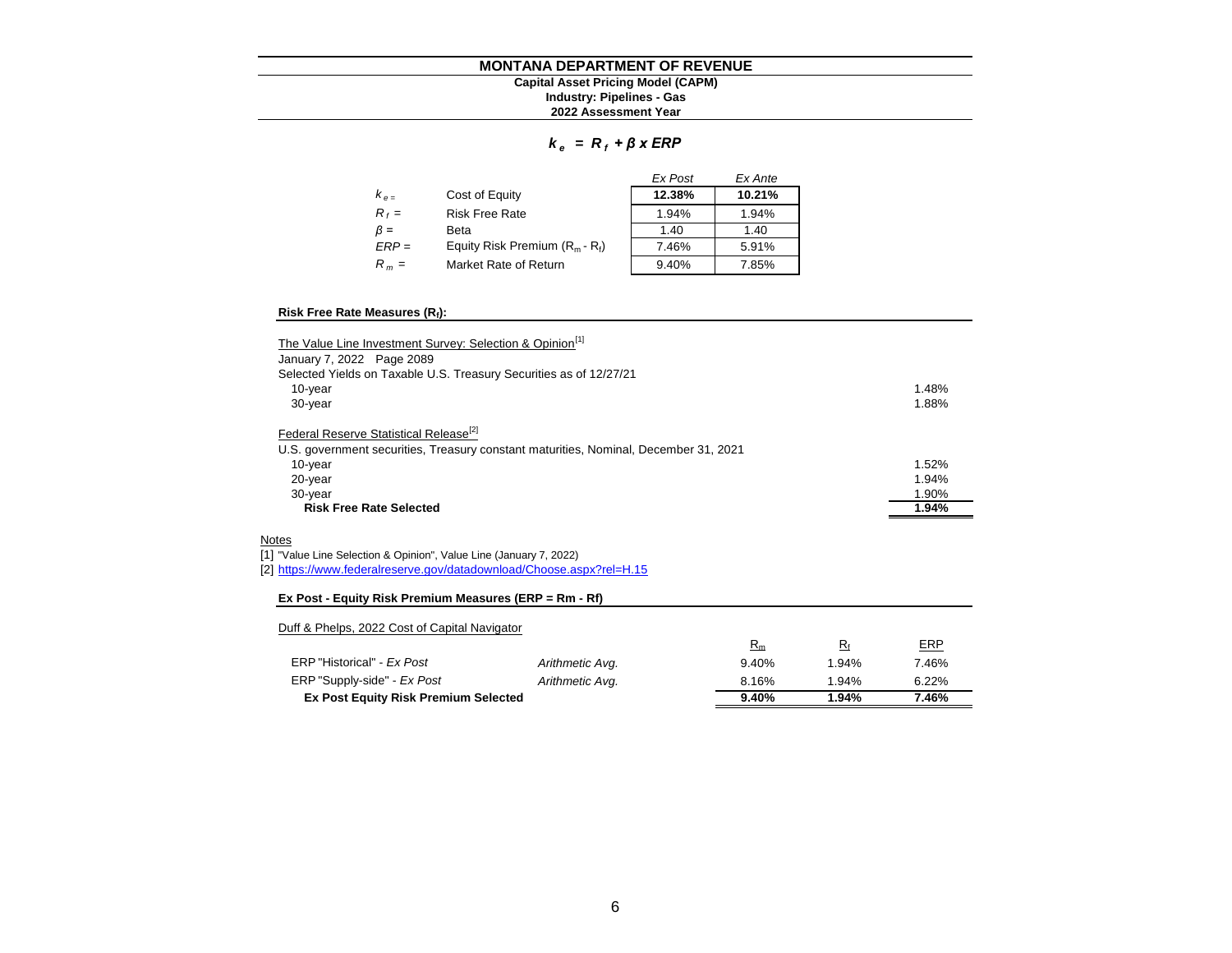# MONTANA DEPARTMENT OF REVENUE

**Capital Asset Pricing Model (CAPM)**
**Industry: Pipelines - Gas**
**2022 Assessment Year**

$$k_e = R_f + \beta \times ERP$$

| | | *Ex Post* | *Ex Ante* |
|---|---|---|---|
| $k_e$ = | Cost of Equity | **12.38%** | **10.21%** |
| $R_f$ = | Risk Free Rate | 1.94% | 1.94% |
| $\beta$ = | Beta | 1.40 | 1.40 |
| $ERP$ = | Equity Risk Premium ($R_m$ - $R_f$) | 7.46% | 5.91% |
| $R_m$ = | Market Rate of Return | 9.40% | 7.85% |

### Risk Free Rate Measures ($R_f$):

The Value Line Investment Survey: Selection & Opinion[1]
January 7, 2022 Page 2089
Selected Yields on Taxable U.S. Treasury Securities as of 12/27/21

| | |
|---|---|
| 10-year | 1.48% |
| 30-year | 1.88% |

Federal Reserve Statistical Release[2]
U.S. government securities, Treasury constant maturities, Nominal, December 31, 2021

| | |
|---|---|
| 10-year | 1.52% |
| 20-year | 1.94% |
| 30-year | 1.90% |
| **Risk Free Rate Selected** | **1.94%** |

Notes
[1] "Value Line Selection & Opinion", Value Line (January 7, 2022)
[2] https://www.federalreserve.gov/datadownload/Choose.aspx?rel=H.15

### Ex Post - Equity Risk Premium Measures (ERP = Rm - Rf)

Duff & Phelps, 2022 Cost of Capital Navigator

| | | $R_m$ | $R_f$ | ERP |
|---|---|---|---|---|
| ERP "Historical" - *Ex Post* | *Arithmetic Avg.* | 9.40% | 1.94% | 7.46% |
| ERP "Supply-side" - *Ex Post* | *Arithmetic Avg.* | 8.16% | 1.94% | 6.22% |
| **Ex Post Equity Risk Premium Selected** | | **9.40%** | **1.94%** | **7.46%** |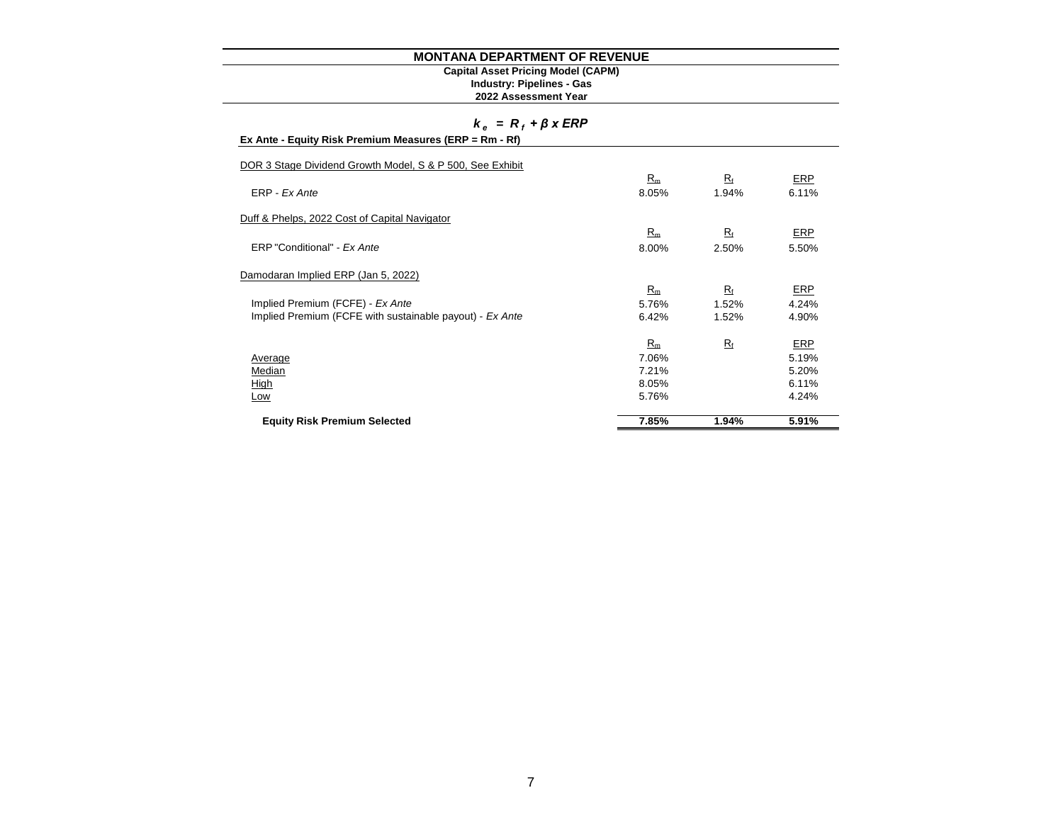# MONTANA DEPARTMENT OF REVENUE

**Capital Asset Pricing Model (CAPM)**
**Industry: Pipelines - Gas**
**2022 Assessment Year**

$$k_e = R_f + \beta \times ERP$$

**Ex Ante - Equity Risk Premium Measures (ERP = Rm - Rf)**

| | $R_m$ | $R_f$ | ERP |
|---|---|---|---|
| DOR 3 Stage Dividend Growth Model, S & P 500, See Exhibit | | | |
| ERP - *Ex Ante* | 8.05% | 1.94% | 6.11% |
| Duff & Phelps, 2022 Cost of Capital Navigator | | | |
| ERP "Conditional" - *Ex Ante* | 8.00% | 2.50% | 5.50% |
| Damodaran Implied ERP (Jan 5, 2022) | | | |
| Implied Premium (FCFE) - *Ex Ante* | 5.76% | 1.52% | 4.24% |
| Implied Premium (FCFE with sustainable payout) - *Ex Ante* | 6.42% | 1.52% | 4.90% |

| | $R_m$ | $R_f$ | ERP |
|---|---|---|---|
| Average | 7.06% | | 5.19% |
| Median | 7.21% | | 5.20% |
| High | 8.05% | | 6.11% |
| Low | 5.76% | | 4.24% |
| **Equity Risk Premium Selected** | **7.85%** | **1.94%** | **5.91%** |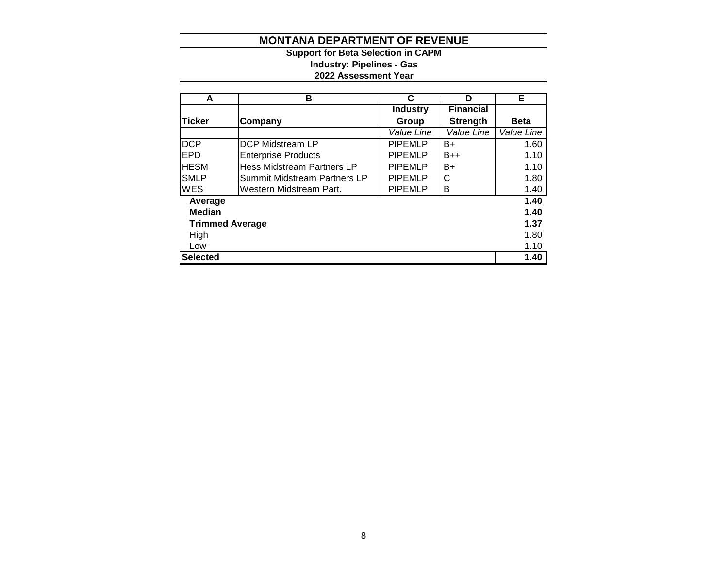# MONTANA DEPARTMENT OF REVENUE

**Support for Beta Selection in CAPM**

**Industry: Pipelines - Gas**

**2022 Assessment Year**

| A | B | C | D | E |
|---|---|---|---|---|
| **Ticker** | **Company** | **Industry Group** | **Financial Strength** | **Beta** |
| | | *Value Line* | *Value Line* | *Value Line* |
| DCP | DCP Midstream LP | PIPEMLP | B+ | 1.60 |
| EPD | Enterprise Products | PIPEMLP | B++ | 1.10 |
| HESM | Hess Midstream Partners LP | PIPEMLP | B+ | 1.10 |
| SMLP | Summit Midstream Partners LP | PIPEMLP | C | 1.80 |
| WES | Western Midstream Part. | PIPEMLP | B | 1.40 |
| **Average** | | | | **1.40** |
| **Median** | | | | **1.40** |
| **Trimmed Average** | | | | **1.37** |
| High | | | | 1.80 |
| Low | | | | 1.10 |
| **Selected** | | | | **1.40** |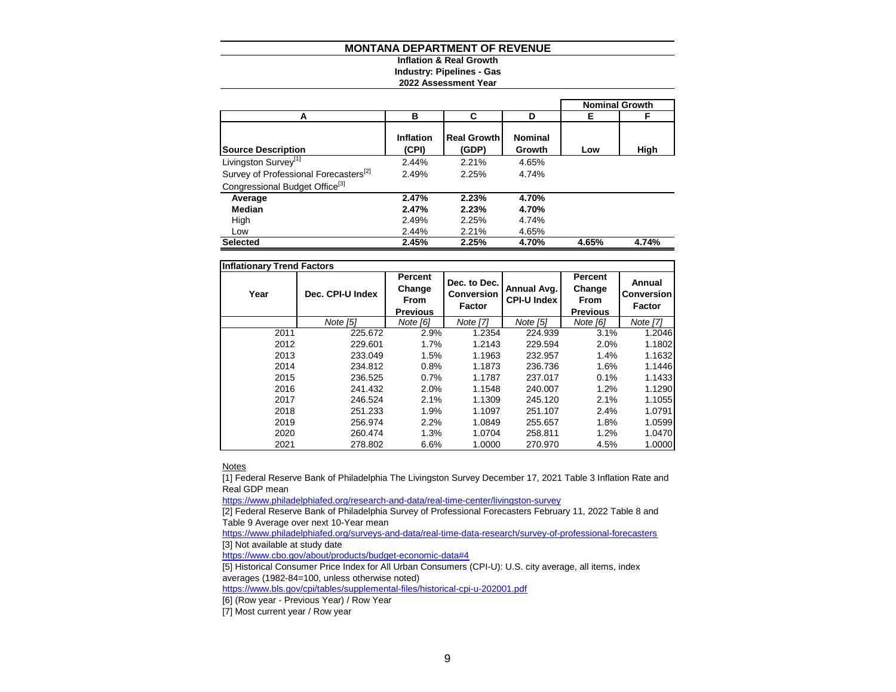# MONTANA DEPARTMENT OF REVENUE

**Inflation & Real Growth**
**Industry: Pipelines - Gas**
**2022 Assessment Year**

| A | B | C | D | E | F |
|---|---|---|---|---|---|
| | | | | Nominal Growth | |
| **Source Description** | **Inflation (CPI)** | **Real Growth (GDP)** | **Nominal Growth** | **Low** | **High** |
| Livingston Survey[1] | 2.44% | 2.21% | 4.65% | | |
| Survey of Professional Forecasters[2] | 2.49% | 2.25% | 4.74% | | |
| Congressional Budget Office[3] | | | | | |
| **Average** | **2.47%** | **2.23%** | **4.70%** | | |
| **Median** | **2.47%** | **2.23%** | **4.70%** | | |
| High | 2.49% | 2.25% | 4.74% | | |
| Low | 2.44% | 2.21% | 4.65% | | |
| **Selected** | **2.45%** | **2.25%** | **4.70%** | **4.65%** | **4.74%** |

**Inflationary Trend Factors**

| Year | Dec. CPI-U Index | Percent Change From Previous | Dec. to Dec. Conversion Factor | Annual Avg. CPI-U Index | Percent Change From Previous | Annual Conversion Factor |
|---|---|---|---|---|---|---|
| | *Note [5]* | *Note [6]* | *Note [7]* | *Note [5]* | *Note [6]* | *Note [7]* |
| 2011 | 225.672 | 2.9% | 1.2354 | 224.939 | 3.1% | 1.2046 |
| 2012 | 229.601 | 1.7% | 1.2143 | 229.594 | 2.0% | 1.1802 |
| 2013 | 233.049 | 1.5% | 1.1963 | 232.957 | 1.4% | 1.1632 |
| 2014 | 234.812 | 0.8% | 1.1873 | 236.736 | 1.6% | 1.1446 |
| 2015 | 236.525 | 0.7% | 1.1787 | 237.017 | 0.1% | 1.1433 |
| 2016 | 241.432 | 2.0% | 1.1548 | 240.007 | 1.2% | 1.1290 |
| 2017 | 246.524 | 2.1% | 1.1309 | 245.120 | 2.1% | 1.1055 |
| 2018 | 251.233 | 1.9% | 1.1097 | 251.107 | 2.4% | 1.0791 |
| 2019 | 256.974 | 2.2% | 1.0849 | 255.657 | 1.8% | 1.0599 |
| 2020 | 260.474 | 1.3% | 1.0704 | 258.811 | 1.2% | 1.0470 |
| 2021 | 278.802 | 6.6% | 1.0000 | 270.970 | 4.5% | 1.0000 |

Notes

[1] Federal Reserve Bank of Philadelphia The Livingston Survey December 17, 2021 Table 3 Inflation Rate and Real GDP mean
https://www.philadelphiafed.org/research-and-data/real-time-center/livingston-survey

[2] Federal Reserve Bank of Philadelphia Survey of Professional Forecasters February 11, 2022 Table 8 and Table 9 Average over next 10-Year mean
https://www.philadelphiafed.org/surveys-and-data/real-time-data-research/survey-of-professional-forecasters

[3] Not available at study date
https://www.cbo.gov/about/products/budget-economic-data#4

[5] Historical Consumer Price Index for All Urban Consumers (CPI-U): U.S. city average, all items, index averages (1982-84=100, unless otherwise noted)
https://www.bls.gov/cpi/tables/supplemental-files/historical-cpi-u-202001.pdf

[6] (Row year - Previous Year) / Row Year

[7] Most current year / Row year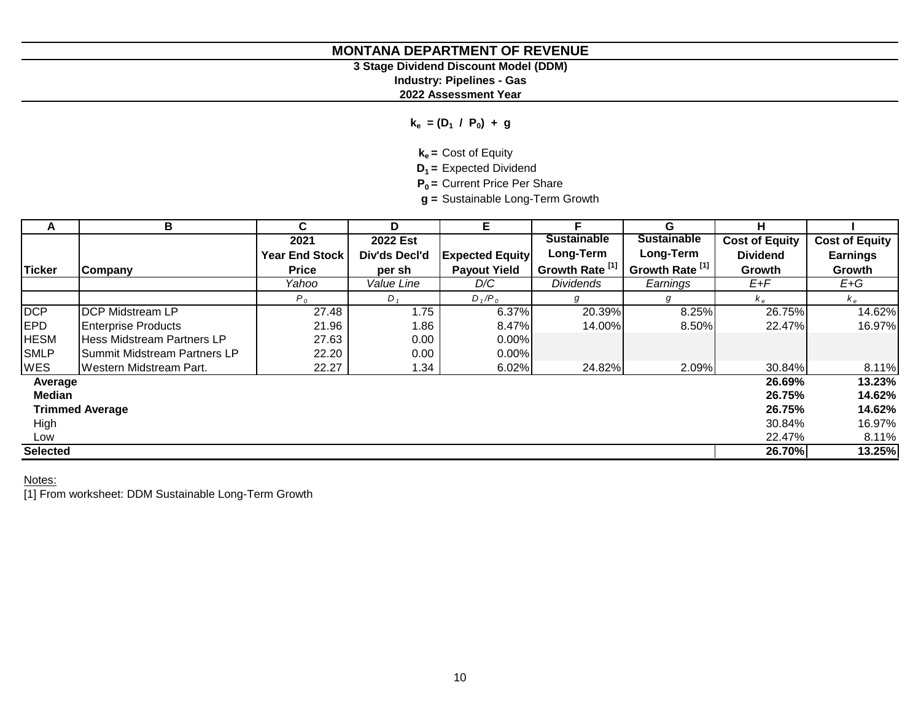# MONTANA DEPARTMENT OF REVENUE

**3 Stage Dividend Discount Model (DDM)**

**Industry: Pipelines - Gas**

**2022 Assessment Year**

$$k_e = (D_1 / P_0) + g$$

$k_e$ = Cost of Equity

$D_1$ = Expected Dividend

$P_0$ = Current Price Per Share

$g$ = Sustainable Long-Term Growth

| A | B | C | D | E | F | G | H | I |
|---|---|---|---|---|---|---|---|---|
| | | 2021 Year End Stock Price | 2022 Est Div'ds Decl'd per sh | Expected Equity Payout Yield | Sustainable Long-Term Growth Rate [1] | Sustainable Long-Term Growth Rate [1] | Cost of Equity Dividend Growth | Cost of Equity Earnings Growth |
| **Ticker** | **Company** | *Yahoo* | *Value Line* | *D/C* | *Dividends* | *Earnings* | *E+F* | *E+G* |
| | | $P_0$ | $D_1$ | $D_1/P_0$ | $g$ | $g$ | $k_e$ | $k_e$ |
| DCP | DCP Midstream LP | 27.48 | 1.75 | 6.37% | 20.39% | 8.25% | 26.75% | 14.62% |
| EPD | Enterprise Products | 21.96 | 1.86 | 8.47% | 14.00% | 8.50% | 22.47% | 16.97% |
| HESM | Hess Midstream Partners LP | 27.63 | 0.00 | 0.00% | | | | |
| SMLP | Summit Midstream Partners LP | 22.20 | 0.00 | 0.00% | | | | |
| WES | Western Midstream Part. | 22.27 | 1.34 | 6.02% | 24.82% | 2.09% | 30.84% | 8.11% |
| **Average** | | | | | | | **26.69%** | **13.23%** |
| **Median** | | | | | | | **26.75%** | **14.62%** |
| **Trimmed Average** | | | | | | | **26.75%** | **14.62%** |
| High | | | | | | | 30.84% | 16.97% |
| Low | | | | | | | 22.47% | 8.11% |
| **Selected** | | | | | | | **26.70%** | **13.25%** |

Notes:

[1] From worksheet: DDM Sustainable Long-Term Growth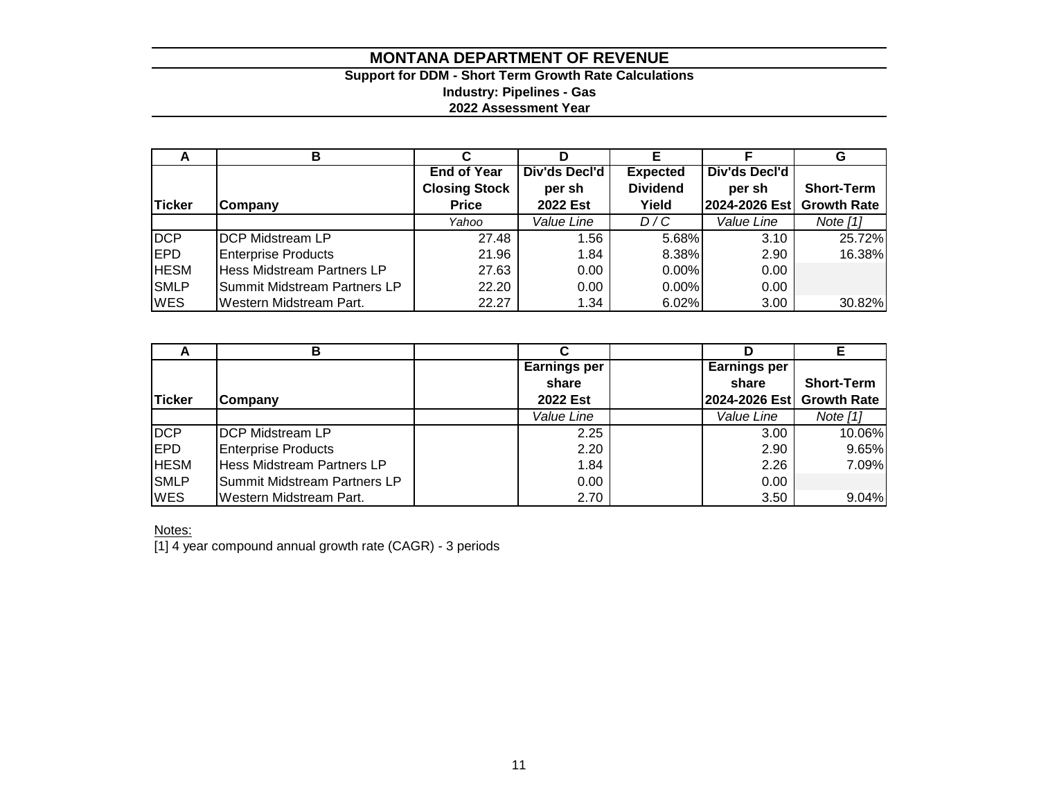# MONTANA DEPARTMENT OF REVENUE

### Support for DDM - Short Term Growth Rate Calculations

### Industry: Pipelines - Gas

### 2022 Assessment Year

| A | B | C | D | E | F | G |
|---|---|---|---|---|---|---|
| Ticker | Company | End of Year Closing Stock Price | Div'ds Decl'd per sh 2022 Est | Expected Dividend Yield | Div'ds Decl'd per sh 2024-2026 Est | Short-Term Growth Rate |
| | | *Yahoo* | *Value Line* | *D / C* | *Value Line* | *Note [1]* |
| DCP | DCP Midstream LP | 27.48 | 1.56 | 5.68% | 3.10 | 25.72% |
| EPD | Enterprise Products | 21.96 | 1.84 | 8.38% | 2.90 | 16.38% |
| HESM | Hess Midstream Partners LP | 27.63 | 0.00 | 0.00% | 0.00 | |
| SMLP | Summit Midstream Partners LP | 22.20 | 0.00 | 0.00% | 0.00 | |
| WES | Western Midstream Part. | 22.27 | 1.34 | 6.02% | 3.00 | 30.82% |

| A | B | C | D | E |
|---|---|---|---|---|
| Ticker | Company | Earnings per share 2022 Est | Earnings per share 2024-2026 Est | Short-Term Growth Rate |
| | | *Value Line* | *Value Line* | *Note [1]* |
| DCP | DCP Midstream LP | 2.25 | 3.00 | 10.06% |
| EPD | Enterprise Products | 2.20 | 2.90 | 9.65% |
| HESM | Hess Midstream Partners LP | 1.84 | 2.26 | 7.09% |
| SMLP | Summit Midstream Partners LP | 0.00 | 0.00 | |
| WES | Western Midstream Part. | 2.70 | 3.50 | 9.04% |

Notes:

[1] 4 year compound annual growth rate (CAGR) - 3 periods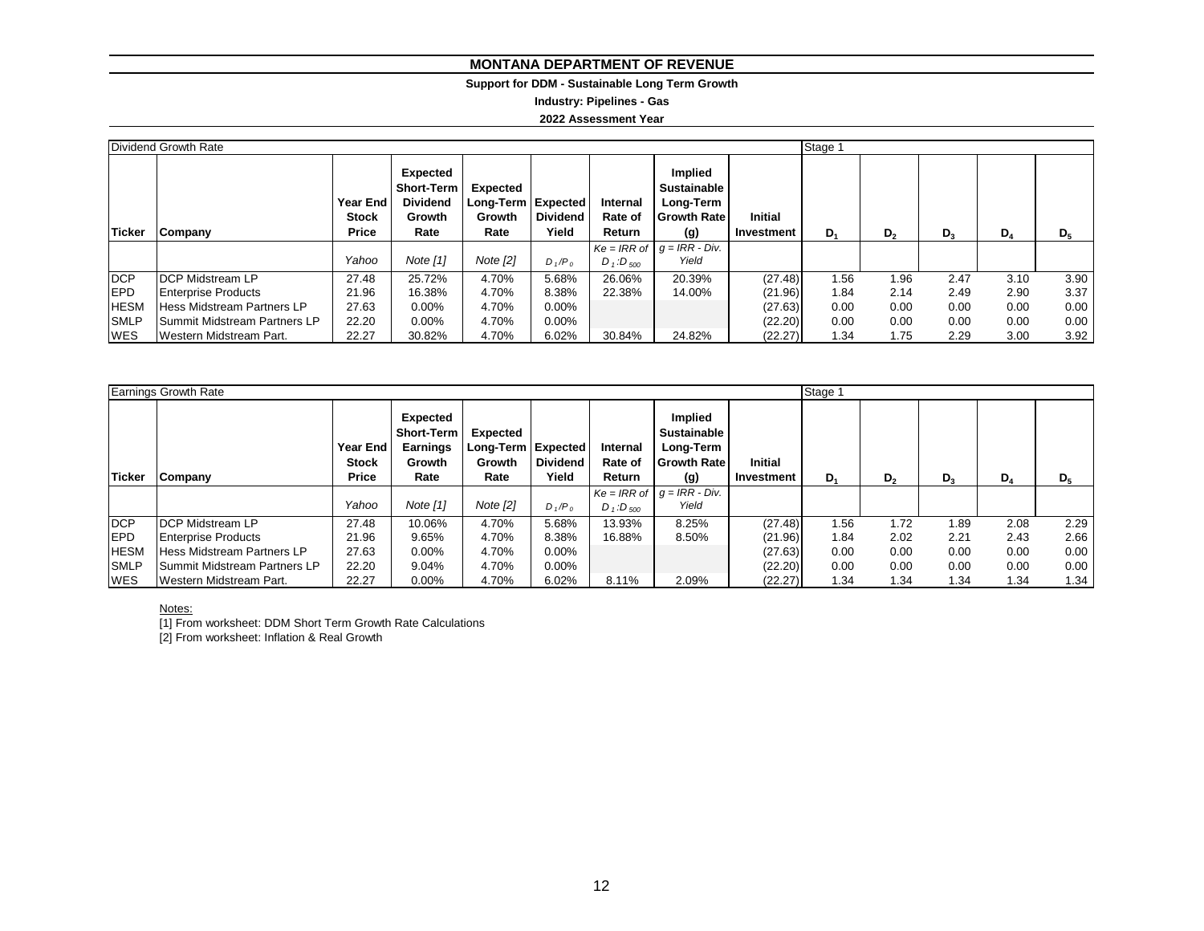# MONTANA DEPARTMENT OF REVENUE

**Support for DDM - Sustainable Long Term Growth**

**Industry: Pipelines - Gas**

**2022 Assessment Year**

| Dividend Growth Rate | | | | | | | | | Stage 1 | | | | |
|---|---|---|---|---|---|---|---|---|---|---|---|---|---|
| **Ticker** | **Company** | **Year End Stock Price** | **Expected Short-Term Dividend Growth Rate** | **Expected Long-Term Growth Rate** | **Expected Dividend Yield** | **Internal Rate of Return** | **Implied Sustainable Long-Term Growth Rate (g)** | **Initial Investment** | **$D_1$** | **$D_2$** | **$D_3$** | **$D_4$** | **$D_5$** |
| | | *Yahoo* | *Note [1]* | *Note [2]* | $D_1/P_0$ | $Ke$ = IRR of $D_1:D_{500}$ | $g$ = IRR - Div. Yield | | | | | | |
| DCP | DCP Midstream LP | 27.48 | 25.72% | 4.70% | 5.68% | 26.06% | 20.39% | (27.48) | 1.56 | 1.96 | 2.47 | 3.10 | 3.90 |
| EPD | Enterprise Products | 21.96 | 16.38% | 4.70% | 8.38% | 22.38% | 14.00% | (21.96) | 1.84 | 2.14 | 2.49 | 2.90 | 3.37 |
| HESM | Hess Midstream Partners LP | 27.63 | 0.00% | 4.70% | 0.00% | | | (27.63) | 0.00 | 0.00 | 0.00 | 0.00 | 0.00 |
| SMLP | Summit Midstream Partners LP | 22.20 | 0.00% | 4.70% | 0.00% | | | (22.20) | 0.00 | 0.00 | 0.00 | 0.00 | 0.00 |
| WES | Western Midstream Part. | 22.27 | 30.82% | 4.70% | 6.02% | 30.84% | 24.82% | (22.27) | 1.34 | 1.75 | 2.29 | 3.00 | 3.92 |

| Earnings Growth Rate | | | | | | | | | Stage 1 | | | | |
|---|---|---|---|---|---|---|---|---|---|---|---|---|---|
| **Ticker** | **Company** | **Year End Stock Price** | **Expected Short-Term Earnings Growth Rate** | **Expected Long-Term Growth Rate** | **Expected Dividend Yield** | **Internal Rate of Return** | **Implied Sustainable Long-Term Growth Rate (g)** | **Initial Investment** | **$D_1$** | **$D_2$** | **$D_3$** | **$D_4$** | **$D_5$** |
| | | *Yahoo* | *Note [1]* | *Note [2]* | $D_1/P_0$ | $Ke$ = IRR of $D_1:D_{500}$ | $g$ = IRR - Div. Yield | | | | | | |
| DCP | DCP Midstream LP | 27.48 | 10.06% | 4.70% | 5.68% | 13.93% | 8.25% | (27.48) | 1.56 | 1.72 | 1.89 | 2.08 | 2.29 |
| EPD | Enterprise Products | 21.96 | 9.65% | 4.70% | 8.38% | 16.88% | 8.50% | (21.96) | 1.84 | 2.02 | 2.21 | 2.43 | 2.66 |
| HESM | Hess Midstream Partners LP | 27.63 | 0.00% | 4.70% | 0.00% | | | (27.63) | 0.00 | 0.00 | 0.00 | 0.00 | 0.00 |
| SMLP | Summit Midstream Partners LP | 22.20 | 9.04% | 4.70% | 0.00% | | | (22.20) | 0.00 | 0.00 | 0.00 | 0.00 | 0.00 |
| WES | Western Midstream Part. | 22.27 | 0.00% | 4.70% | 6.02% | 8.11% | 2.09% | (22.27) | 1.34 | 1.34 | 1.34 | 1.34 | 1.34 |

Notes:

[1] From worksheet: DDM Short Term Growth Rate Calculations

[2] From worksheet: Inflation & Real Growth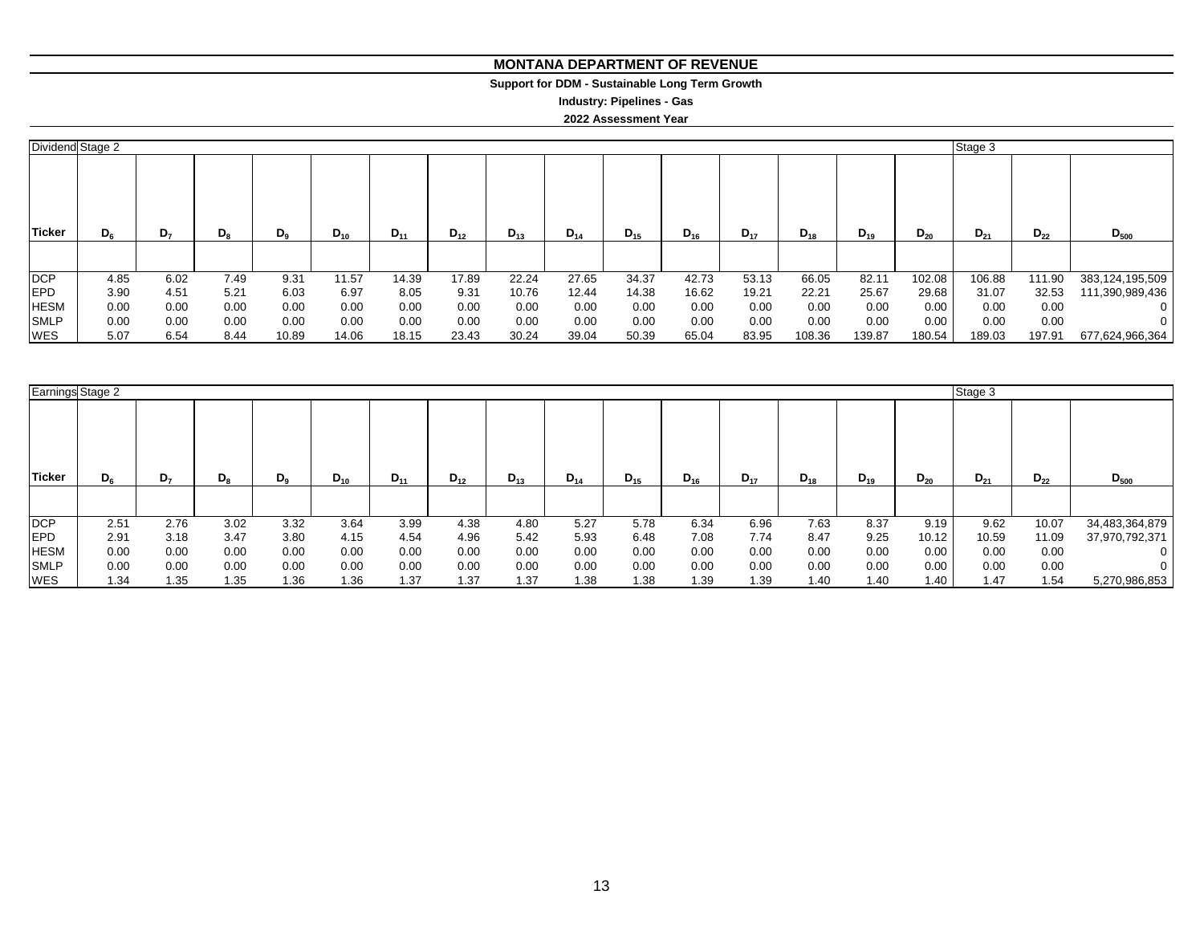# MONTANA DEPARTMENT OF REVENUE

**Support for DDM - Sustainable Long Term Growth**

**Industry: Pipelines - Gas**

**2022 Assessment Year**

| Dividend | Stage 2 | | | | | | | | | | | | | | | Stage 3 | | |
|---|---|---|---|---|---|---|---|---|---|---|---|---|---|---|---|---|---|---|
| **Ticker** | $D_6$ | $D_7$ | $D_8$ | $D_9$ | $D_{10}$ | $D_{11}$ | $D_{12}$ | $D_{13}$ | $D_{14}$ | $D_{15}$ | $D_{16}$ | $D_{17}$ | $D_{18}$ | $D_{19}$ | $D_{20}$ | $D_{21}$ | $D_{22}$ | $D_{500}$ |
| DCP | 4.85 | 6.02 | 7.49 | 9.31 | 11.57 | 14.39 | 17.89 | 22.24 | 27.65 | 34.37 | 42.73 | 53.13 | 66.05 | 82.11 | 102.08 | 106.88 | 111.90 | 383,124,195,509 |
| EPD | 3.90 | 4.51 | 5.21 | 6.03 | 6.97 | 8.05 | 9.31 | 10.76 | 12.44 | 14.38 | 16.62 | 19.21 | 22.21 | 25.67 | 29.68 | 31.07 | 32.53 | 111,390,989,436 |
| HESM | 0.00 | 0.00 | 0.00 | 0.00 | 0.00 | 0.00 | 0.00 | 0.00 | 0.00 | 0.00 | 0.00 | 0.00 | 0.00 | 0.00 | 0.00 | 0.00 | 0.00 | 0 |
| SMLP | 0.00 | 0.00 | 0.00 | 0.00 | 0.00 | 0.00 | 0.00 | 0.00 | 0.00 | 0.00 | 0.00 | 0.00 | 0.00 | 0.00 | 0.00 | 0.00 | 0.00 | 0 |
| WES | 5.07 | 6.54 | 8.44 | 10.89 | 14.06 | 18.15 | 23.43 | 30.24 | 39.04 | 50.39 | 65.04 | 83.95 | 108.36 | 139.87 | 180.54 | 189.03 | 197.91 | 677,624,966,364 |

| Earnings | Stage 2 | | | | | | | | | | | | | | | Stage 3 | | |
|---|---|---|---|---|---|---|---|---|---|---|---|---|---|---|---|---|---|---|
| **Ticker** | $D_6$ | $D_7$ | $D_8$ | $D_9$ | $D_{10}$ | $D_{11}$ | $D_{12}$ | $D_{13}$ | $D_{14}$ | $D_{15}$ | $D_{16}$ | $D_{17}$ | $D_{18}$ | $D_{19}$ | $D_{20}$ | $D_{21}$ | $D_{22}$ | $D_{500}$ |
| DCP | 2.51 | 2.76 | 3.02 | 3.32 | 3.64 | 3.99 | 4.38 | 4.80 | 5.27 | 5.78 | 6.34 | 6.96 | 7.63 | 8.37 | 9.19 | 9.62 | 10.07 | 34,483,364,879 |
| EPD | 2.91 | 3.18 | 3.47 | 3.80 | 4.15 | 4.54 | 4.96 | 5.42 | 5.93 | 6.48 | 7.08 | 7.74 | 8.47 | 9.25 | 10.12 | 10.59 | 11.09 | 37,970,792,371 |
| HESM | 0.00 | 0.00 | 0.00 | 0.00 | 0.00 | 0.00 | 0.00 | 0.00 | 0.00 | 0.00 | 0.00 | 0.00 | 0.00 | 0.00 | 0.00 | 0.00 | 0.00 | 0 |
| SMLP | 0.00 | 0.00 | 0.00 | 0.00 | 0.00 | 0.00 | 0.00 | 0.00 | 0.00 | 0.00 | 0.00 | 0.00 | 0.00 | 0.00 | 0.00 | 0.00 | 0.00 | 0 |
| WES | 1.34 | 1.35 | 1.35 | 1.36 | 1.36 | 1.37 | 1.37 | 1.37 | 1.38 | 1.38 | 1.39 | 1.39 | 1.40 | 1.40 | 1.40 | 1.47 | 1.54 | 5,270,986,853 |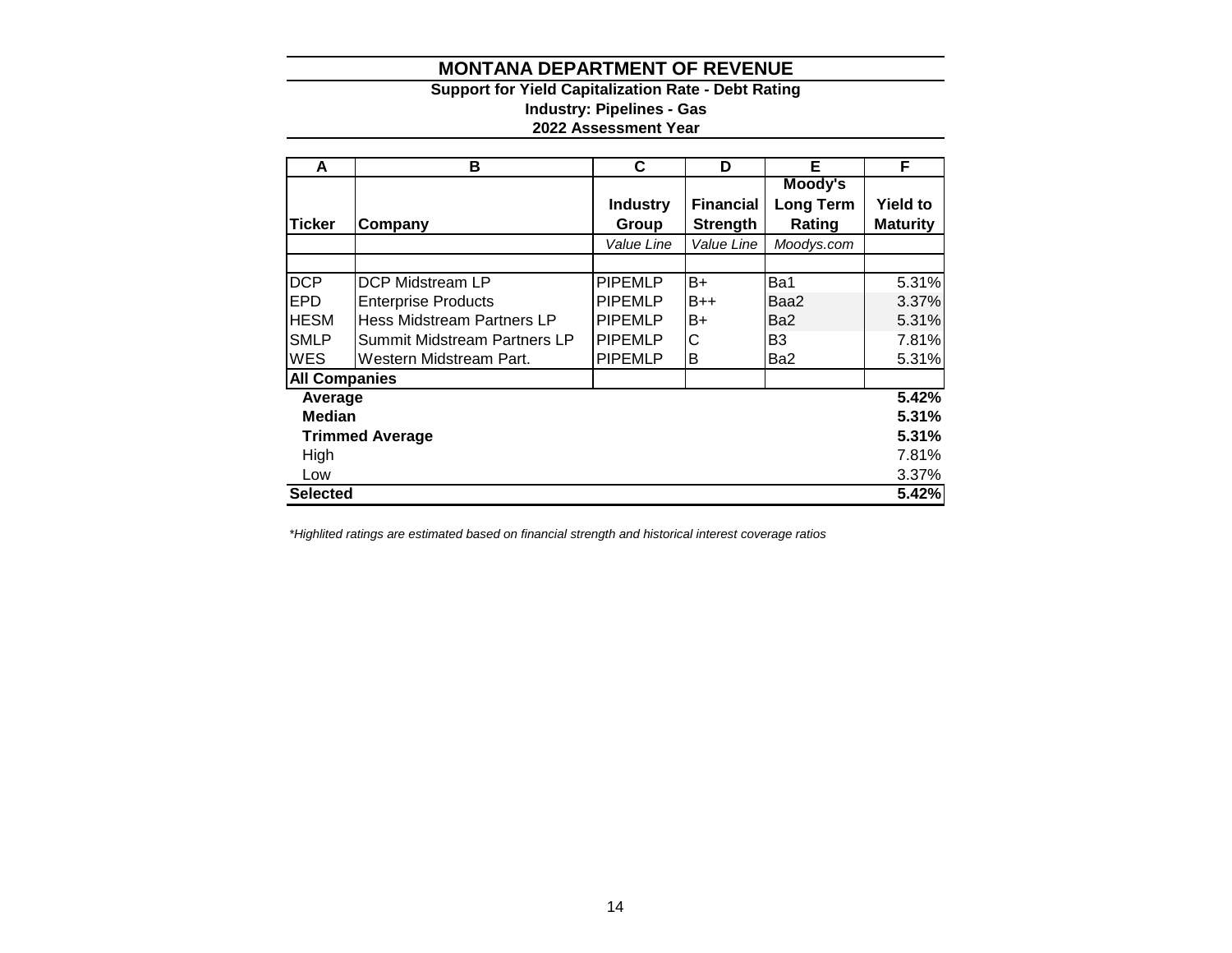# MONTANA DEPARTMENT OF REVENUE

**Support for Yield Capitalization Rate - Debt Rating**

**Industry: Pipelines - Gas**

**2022 Assessment Year**

| A | B | C | D | E | F |
|---|---|---|---|---|---|
| **Ticker** | **Company** | **Industry Group** | **Financial Strength** | **Moody's Long Term Rating** | **Yield to Maturity** |
| | | *Value Line* | *Value Line* | *Moodys.com* | |
| | | | | | |
| DCP | DCP Midstream LP | PIPEMLP | B+ | Ba1 | 5.31% |
| EPD | Enterprise Products | PIPEMLP | B++ | Baa2 | 3.37% |
| HESM | Hess Midstream Partners LP | PIPEMLP | B+ | Ba2 | 5.31% |
| SMLP | Summit Midstream Partners LP | PIPEMLP | C | B3 | 7.81% |
| WES | Western Midstream Part. | PIPEMLP | B | Ba2 | 5.31% |
| **All Companies** | | | | | |
| **Average** | | | | | **5.42%** |
| **Median** | | | | | **5.31%** |
| **Trimmed Average** | | | | | **5.31%** |
| High | | | | | 7.81% |
| Low | | | | | 3.37% |
| **Selected** | | | | | **5.42%** |

*\*Highlited ratings are estimated based on financial strength and historical interest coverage ratios*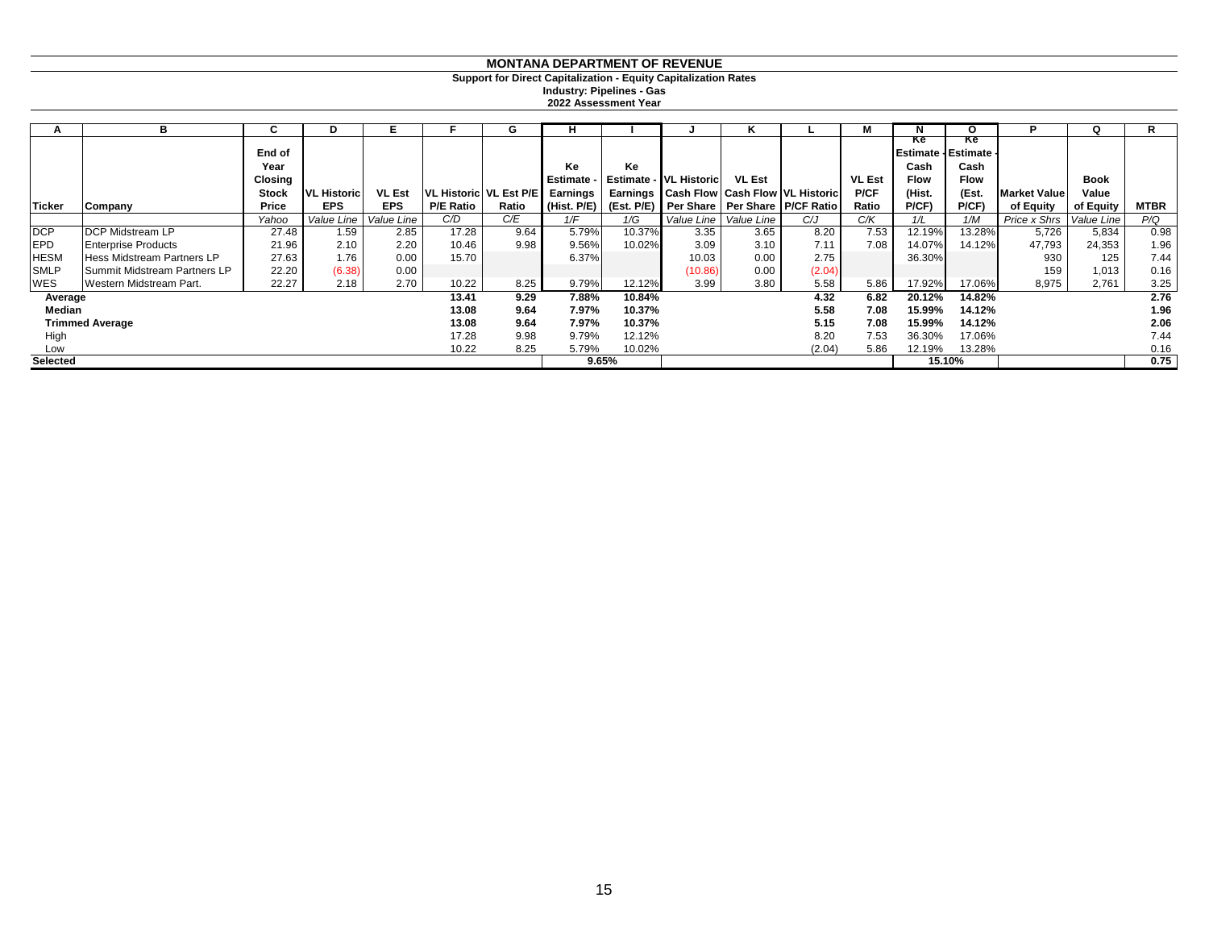# MONTANA DEPARTMENT OF REVENUE

**Support for Direct Capitalization - Equity Capitalization Rates**
**Industry: Pipelines - Gas**
**2022 Assessment Year**

| A | B | C | D | E | F | G | H | I | J | K | L | M | N | O | P | Q | R |
|---|---|---|---|---|---|---|---|---|---|---|---|---|---|---|---|---|---|
| Ticker | Company | End of Year Closing Stock Price | VL Historic EPS | VL Est EPS | VL Historic P/E Ratio | VL Est P/E Ratio | Ke Estimate - Earnings (Hist. P/E) | Ke Estimate - Earnings (Est. P/E) | VL Historic Cash Flow Per Share | VL Est Cash Flow Per Share | VL Historic P/CF Ratio | VL Est P/CF Ratio | Ke Estimate - Cash Flow (Hist. P/CF) | Ke Estimate - Cash Flow (Est. P/CF) | Market Value of Equity | Book Value of Equity | MTBR |
| | | *Yahoo* | *Value Line* | *Value Line* | *C/D* | *C/E* | *1/F* | *1/G* | *Value Line* | *Value Line* | *C/J* | *C/K* | *1/L* | *1/M* | *Price x Shrs* | *Value Line* | *P/Q* |
| DCP | DCP Midstream LP | 27.48 | 1.59 | 2.85 | 17.28 | 9.64 | 5.79% | 10.37% | 3.35 | 3.65 | 8.20 | 7.53 | 12.19% | 13.28% | 5,726 | 5,834 | 0.98 |
| EPD | Enterprise Products | 21.96 | 2.10 | 2.20 | 10.46 | 9.98 | 9.56% | 10.02% | 3.09 | 3.10 | 7.11 | 7.08 | 14.07% | 14.12% | 47,793 | 24,353 | 1.96 |
| HESM | Hess Midstream Partners LP | 27.63 | 1.76 | 0.00 | 15.70 | | 6.37% | | 10.03 | 0.00 | 2.75 | | 36.30% | | 930 | 125 | 7.44 |
| SMLP | Summit Midstream Partners LP | 22.20 | (6.38) | 0.00 | | | | | (10.86) | 0.00 | (2.04) | | | | 159 | 1,013 | 0.16 |
| WES | Western Midstream Part. | 22.27 | 2.18 | 2.70 | 10.22 | 8.25 | 9.79% | 12.12% | 3.99 | 3.80 | 5.58 | 5.86 | 17.92% | 17.06% | 8,975 | 2,761 | 3.25 |
| **Average** | | | | | **13.41** | **9.29** | **7.88%** | **10.84%** | | | **4.32** | **6.82** | **20.12%** | **14.82%** | | | **2.76** |
| **Median** | | | | | **13.08** | **9.64** | **7.97%** | **10.37%** | | | **5.58** | **7.08** | **15.99%** | **14.12%** | | | **1.96** |
| **Trimmed Average** | | | | | **13.08** | **9.64** | **7.97%** | **10.37%** | | | **5.15** | **7.08** | **15.99%** | **14.12%** | | | **2.06** |
| High | | | | | 17.28 | 9.98 | 9.79% | 12.12% | | | 8.20 | 7.53 | 36.30% | 17.06% | | | 7.44 |
| Low | | | | | 10.22 | 8.25 | 5.79% | 10.02% | | | (2.04) | 5.86 | 12.19% | 13.28% | | | 0.16 |
| **Selected** | | | | | | | **9.65%** | | | | | | **15.10%** | | | | **0.75** |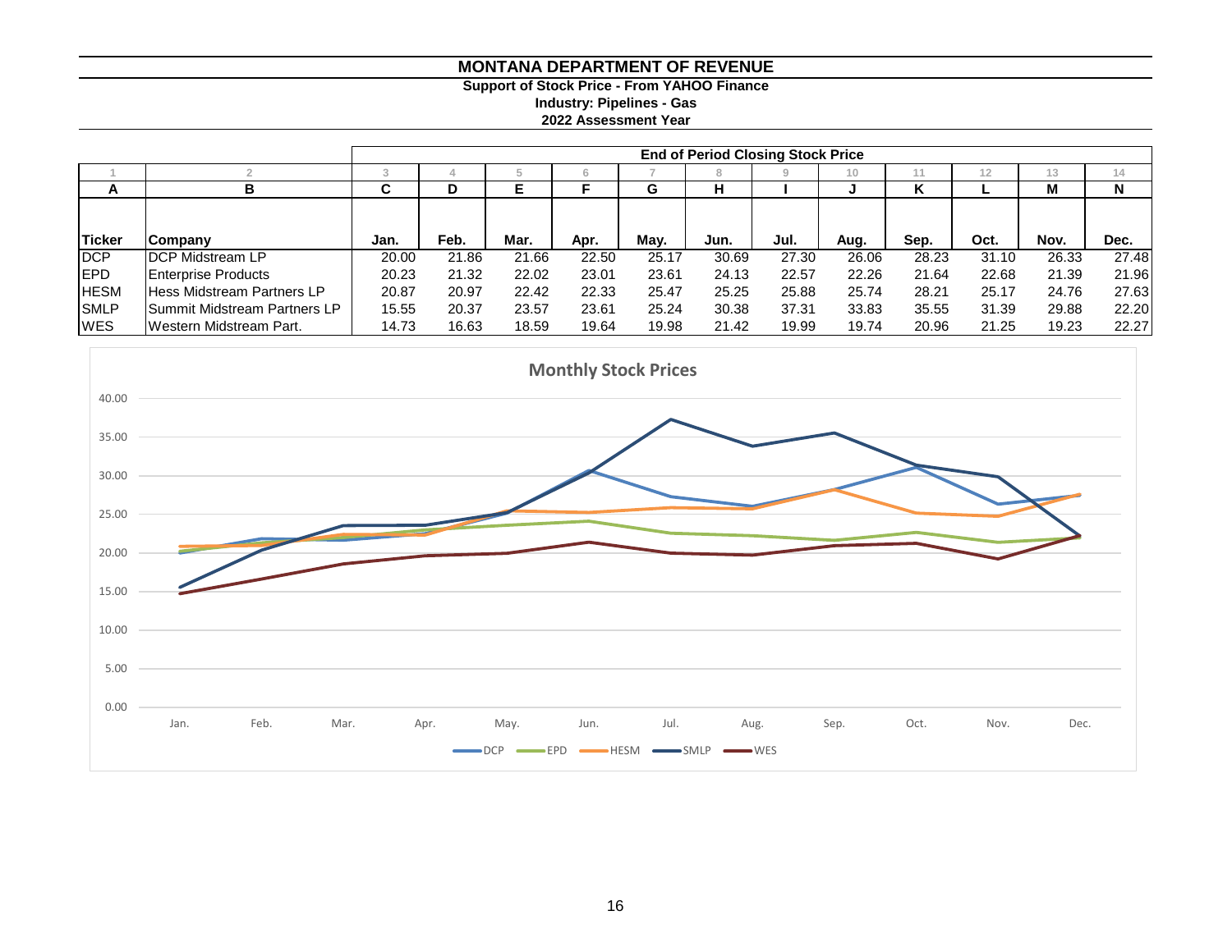# MONTANA DEPARTMENT OF REVENUE

**Support of Stock Price - From YAHOO Finance**

**Industry: Pipelines - Gas**

**2022 Assessment Year**

| | | End of Period Closing Stock Price | | | | | | | | | | | |
|---|---|---|---|---|---|---|---|---|---|---|---|---|---|
| 1 | 2 | 3 | 4 | 5 | 6 | 7 | 8 | 9 | 10 | 11 | 12 | 13 | 14 |
| A | B | C | D | E | F | G | H | I | J | K | L | M | N |
| Ticker | Company | Jan. | Feb. | Mar. | Apr. | May. | Jun. | Jul. | Aug. | Sep. | Oct. | Nov. | Dec. |
| DCP | DCP Midstream LP | 20.00 | 21.86 | 21.66 | 22.50 | 25.17 | 30.69 | 27.30 | 26.06 | 28.23 | 31.10 | 26.33 | 27.48 |
| EPD | Enterprise Products | 20.23 | 21.32 | 22.02 | 23.01 | 23.61 | 24.13 | 22.57 | 22.26 | 21.64 | 22.68 | 21.39 | 21.96 |
| HESM | Hess Midstream Partners LP | 20.87 | 20.97 | 22.42 | 22.33 | 25.47 | 25.25 | 25.88 | 25.74 | 28.21 | 25.17 | 24.76 | 27.63 |
| SMLP | Summit Midstream Partners LP | 15.55 | 20.37 | 23.57 | 23.61 | 25.24 | 30.38 | 37.31 | 33.83 | 35.55 | 31.39 | 29.88 | 22.20 |
| WES | Western Midstream Part. | 14.73 | 16.63 | 18.59 | 19.64 | 19.98 | 21.42 | 19.99 | 19.74 | 20.96 | 21.25 | 19.23 | 22.27 |

**Monthly Stock Prices**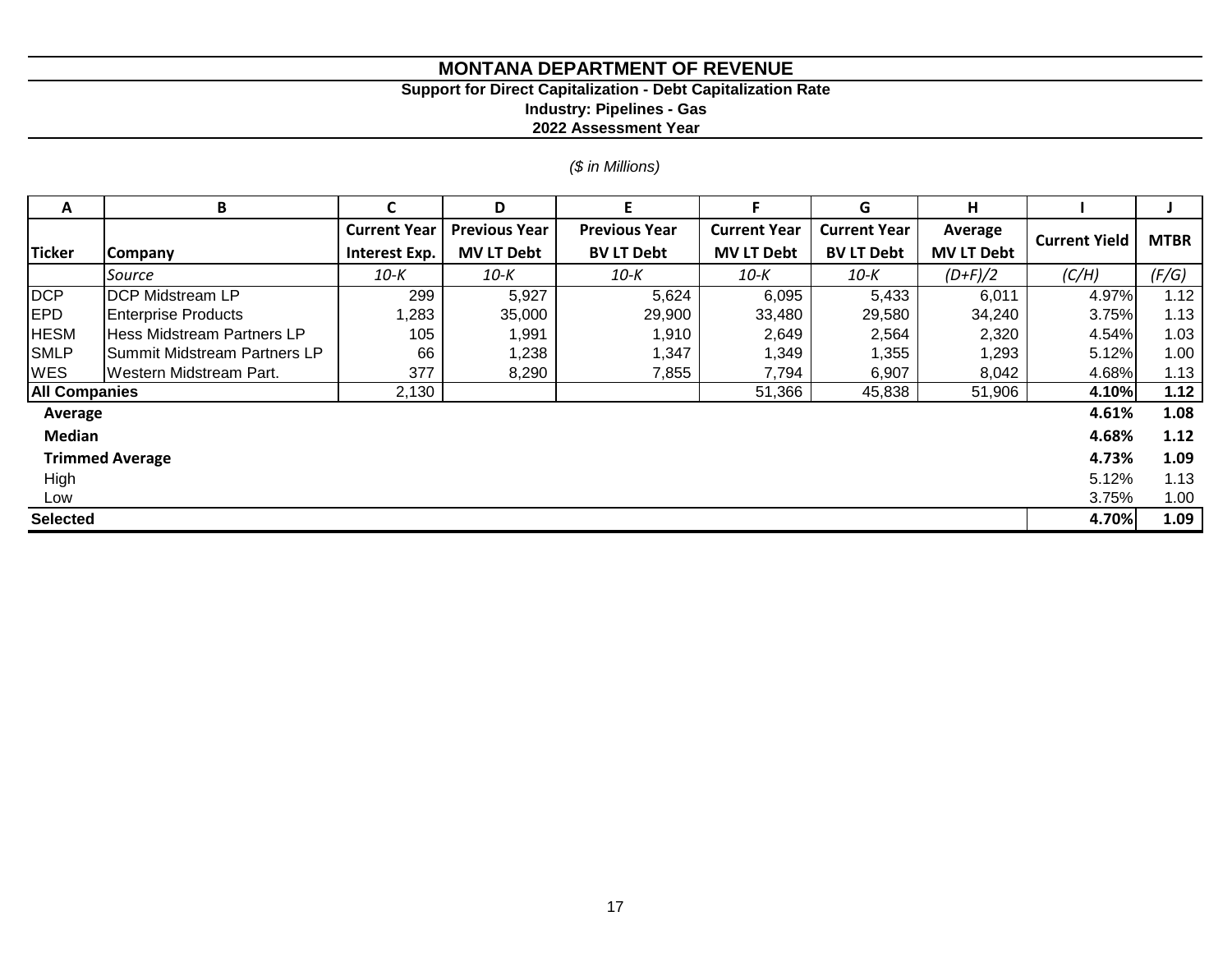# MONTANA DEPARTMENT OF REVENUE

## Support for Direct Capitalization - Debt Capitalization Rate

### Industry: Pipelines - Gas

### 2022 Assessment Year

*($ in Millions)*

| A | B | C | D | E | F | G | H | I | J |
|---|---|---|---|---|---|---|---|---|---|
| **Ticker** | **Company** | **Current Year Interest Exp.** | **Previous Year MV LT Debt** | **Previous Year BV LT Debt** | **Current Year MV LT Debt** | **Current Year BV LT Debt** | **Average MV LT Debt** | **Current Yield** | **MTBR** |
| | *Source* | *10-K* | *10-K* | *10-K* | *10-K* | *10-K* | *(D+F)/2* | *(C/H)* | *(F/G)* |
| DCP | DCP Midstream LP | 299 | 5,927 | 5,624 | 6,095 | 5,433 | 6,011 | 4.97% | 1.12 |
| EPD | Enterprise Products | 1,283 | 35,000 | 29,900 | 33,480 | 29,580 | 34,240 | 3.75% | 1.13 |
| HESM | Hess Midstream Partners LP | 105 | 1,991 | 1,910 | 2,649 | 2,564 | 2,320 | 4.54% | 1.03 |
| SMLP | Summit Midstream Partners LP | 66 | 1,238 | 1,347 | 1,349 | 1,355 | 1,293 | 5.12% | 1.00 |
| WES | Western Midstream Part. | 377 | 8,290 | 7,855 | 7,794 | 6,907 | 8,042 | 4.68% | 1.13 |
| **All Companies** | | 2,130 | | | 51,366 | 45,838 | 51,906 | **4.10%** | **1.12** |
| **Average** | | | | | | | | **4.61%** | **1.08** |
| **Median** | | | | | | | | **4.68%** | **1.12** |
| **Trimmed Average** | | | | | | | | **4.73%** | **1.09** |
| High | | | | | | | | 5.12% | 1.13 |
| Low | | | | | | | | 3.75% | 1.00 |
| **Selected** | | | | | | | | **4.70%** | **1.09** |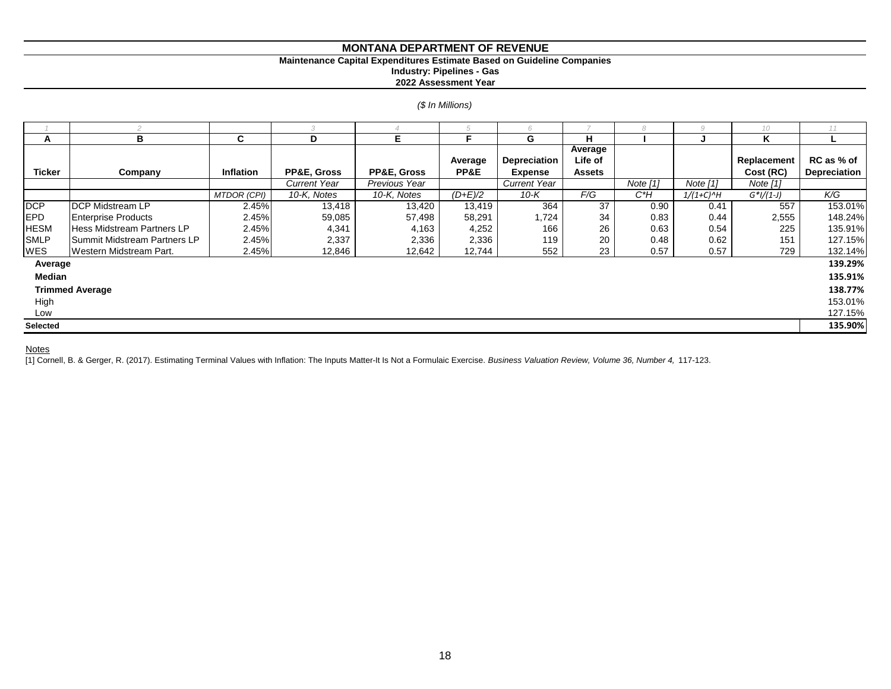# MONTANA DEPARTMENT OF REVENUE

**Maintenance Capital Expenditures Estimate Based on Guideline Companies**
**Industry: Pipelines - Gas**
**2022 Assessment Year**

*($ In Millions)*

| *1* | *2* | | *3* | *4* | *5* | *6* | *7* | *8* | *9* | *10* | *11* |
|---|---|---|---|---|---|---|---|---|---|---|---|
| **A** | **B** | **C** | **D** | **E** | **F** | **G** | **H** | **I** | **J** | **K** | **L** |
| **Ticker** | **Company** | **Inflation** | **PP&E, Gross** | **PP&E, Gross** | **Average PP&E** | **Depreciation Expense** | **Average Life of Assets** | | | **Replacement Cost (RC)** | **RC as % of Depreciation** |
| | | | *Current Year* | *Previous Year* | | *Current Year* | | *Note [1]* | *Note [1]* | *Note [1]* | |
| | | *MTDOR (CPI)* | *10-K, Notes* | *10-K, Notes* | *(D+E)/2* | *10-K* | *F/G* | *C*H* | *1/(1+C)^H* | *G*I/(1-J)* | *K/G* |
| DCP | DCP Midstream LP | 2.45% | 13,418 | 13,420 | 13,419 | 364 | 37 | 0.90 | 0.41 | 557 | 153.01% |
| EPD | Enterprise Products | 2.45% | 59,085 | 57,498 | 58,291 | 1,724 | 34 | 0.83 | 0.44 | 2,555 | 148.24% |
| HESM | Hess Midstream Partners LP | 2.45% | 4,341 | 4,163 | 4,252 | 166 | 26 | 0.63 | 0.54 | 225 | 135.91% |
| SMLP | Summit Midstream Partners LP | 2.45% | 2,337 | 2,336 | 2,336 | 119 | 20 | 0.48 | 0.62 | 151 | 127.15% |
| WES | Western Midstream Part. | 2.45% | 12,846 | 12,642 | 12,744 | 552 | 23 | 0.57 | 0.57 | 729 | 132.14% |
| **Average** | | | | | | | | | | | **139.29%** |
| **Median** | | | | | | | | | | | **135.91%** |
| **Trimmed Average** | | | | | | | | | | | **138.77%** |
| High | | | | | | | | | | | 153.01% |
| Low | | | | | | | | | | | 127.15% |
| **Selected** | | | | | | | | | | | **135.90%** |

Notes

[1] Cornell, B. & Gerger, R. (2017). Estimating Terminal Values with Inflation: The Inputs Matter-It Is Not a Formulaic Exercise. *Business Valuation Review, Volume 36, Number 4,* 117-123.